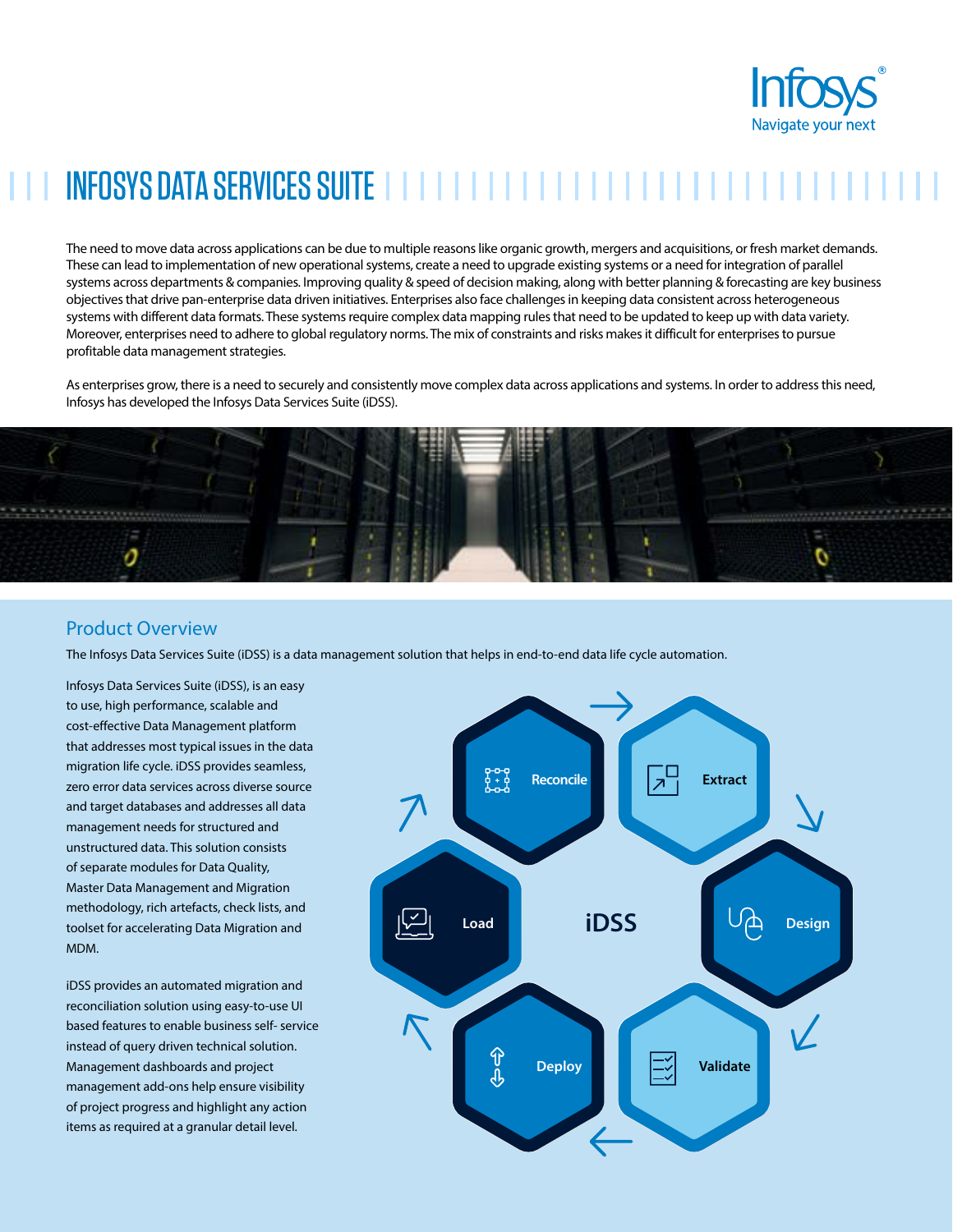# INFOSYS DATA SERVICES SUITE

The need to move data across applications can be due to multiple reasons like organic growth, mergers and acquisitions, or fresh market demands. These can lead to implementation of new operational systems, create a need to upgrade existing systems or a need for integration of parallel systems across departments & companies. Improving quality & speed of decision making, along with better planning & forecasting are key business objectives that drive pan-enterprise data driven initiatives. Enterprises also face challenges in keeping data consistent across heterogeneous systems with different data formats. These systems require complex data mapping rules that need to be updated to keep up with data variety. Moreover, enterprises need to adhere to global regulatory norms. The mix of constraints and risks makes it difficult for enterprises to pursue profitable data management strategies.

As enterprises grow, there is a need to securely and consistently move complex data across applications and systems. In order to address this need, Infosys has developed the Infosys Data Services Suite (iDSS).

## Product Overview

The Infosys Data Services Suite (iDSS) is a data management solution that helps in end-to-end data life cycle automation.

Infosys Data Services Suite (iDSS), is an easy to use, high performance, scalable and cost-effective Data Management platform that addresses most typical issues in the data migration life cycle. iDSS provides seamless, zero error data services across diverse source and target databases and addresses all data management needs for structured and unstructured data. This solution consists of separate modules for Data Quality, Master Data Management and Migration methodology, rich artefacts, check lists, and toolset for accelerating Data Migration and MDM.

iDSS provides an automated migration and reconciliation solution using easy-to-use UI based features to enable business self- service instead of query driven technical solution. Management dashboards and project management add-ons help ensure visibility of project progress and highlight any action items as required at a granular detail level.

iDSS

Reconcile → Extract → Design → Validate → Deploy → Load → Reconcile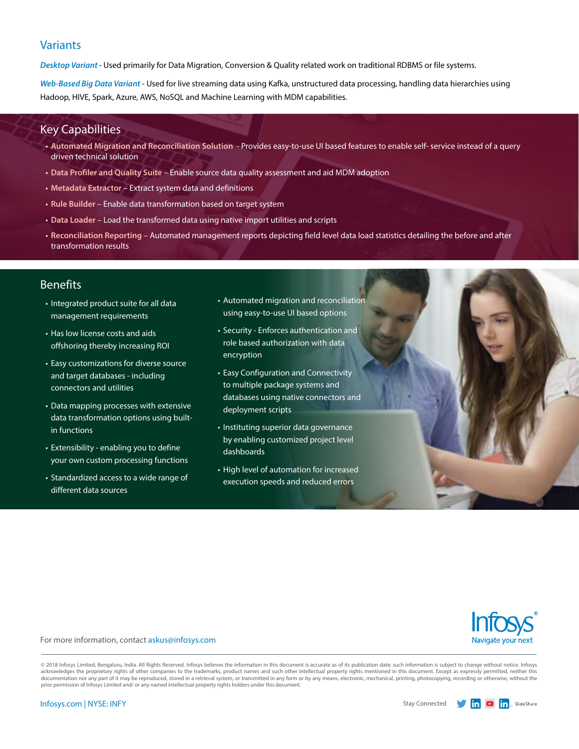## Variants

***Desktop Variant*** - Used primarily for Data Migration, Conversion & Quality related work on traditional RDBMS or file systems.

***Web-Based Big Data Variant*** - Used for live streaming data using Kafka, unstructured data processing, handling data hierarchies using Hadoop, HIVE, Spark, Azure, AWS, NoSQL and Machine Learning with MDM capabilities.

## Key Capabilities

- **Automated Migration and Reconciliation Solution** - Provides easy-to-use UI based features to enable self- service instead of a query driven technical solution
- **Data Profiler and Quality Suite** – Enable source data quality assessment and aid MDM adoption
- **Metadata Extractor** – Extract system data and definitions
- **Rule Builder** – Enable data transformation based on target system
- **Data Loader** – Load the transformed data using native import utilities and scripts
- **Reconciliation Reporting** – Automated management reports depicting field level data load statistics detailing the before and after transformation results

## Benefits

- Integrated product suite for all data management requirements
- Has low license costs and aids offshoring thereby increasing ROI
- Easy customizations for diverse source and target databases - including connectors and utilities
- Data mapping processes with extensive data transformation options using built-in functions
- Extensibility - enabling you to define your own custom processing functions
- Standardized access to a wide range of different data sources
- Automated migration and reconciliation using easy-to-use UI based options
- Security - Enforces authentication and role based authorization with data encryption
- Easy Configuration and Connectivity to multiple package systems and databases using native connectors and deployment scripts
- Instituting superior data governance by enabling customized project level dashboards
- High level of automation for increased execution speeds and reduced errors

For more information, contact askus@infosys.com

Infosys®
Navigate your next

© 2018 Infosys Limited, Bengaluru, India. All Rights Reserved. Infosys believes the information in this document is accurate as of its publication date; such information is subject to change without notice. Infosys acknowledges the proprietary rights of other companies to the trademarks, product names and such other intellectual property rights mentioned in this document. Except as expressly permitted, neither this documentation nor any part of it may be reproduced, stored in a retrieval system, or transmitted in any form or by any means, electronic, mechanical, printing, photocopying, recording or otherwise, without the prior permission of Infosys Limited and/ or any named intellectual property rights holders under this document.

Infosys.com | NYSE: INFY

Stay Connected